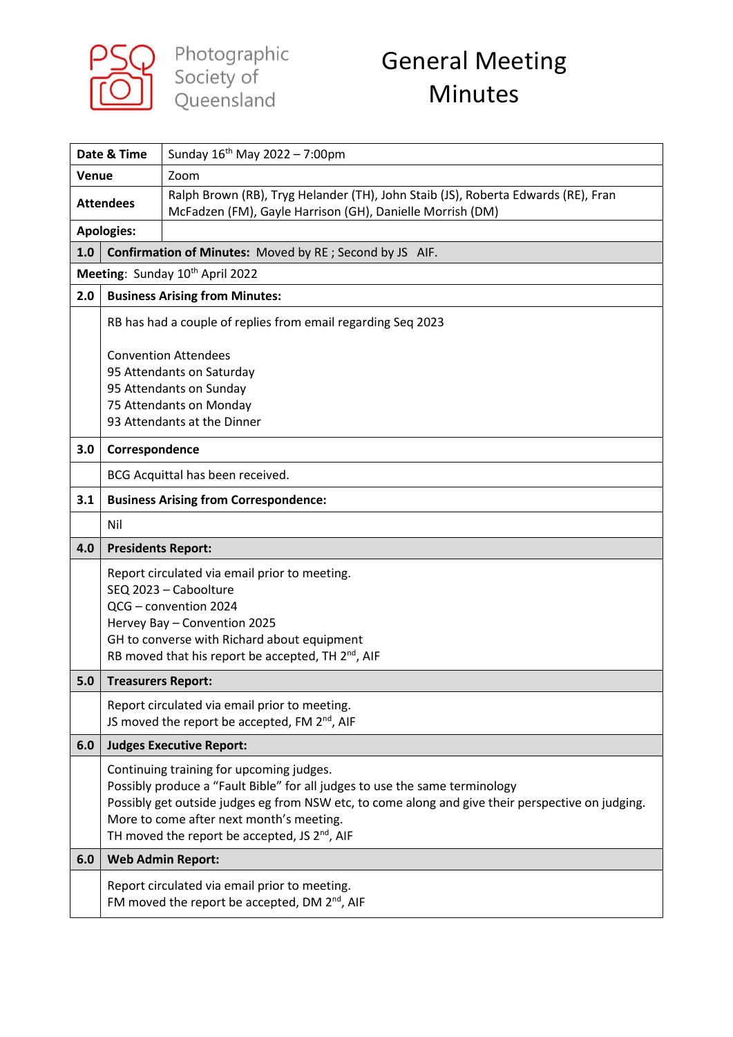Photographic Society of Queensland

# General Meeting Minutes

| | |
|---|---|
| **Date & Time** | Sunday 16th May 2022 – 7:00pm |
| **Venue** | Zoom |
| **Attendees** | Ralph Brown (RB), Tryg Helander (TH), John Staib (JS), Roberta Edwards (RE), Fran McFadzen (FM), Gayle Harrison (GH), Danielle Morrish (DM) |
| **Apologies:** | |

| | |
|---|---|
| **1.0** | **Confirmation of Minutes:** Moved by RE ; Second by JS AIF. |
| **Meeting**: Sunday 10th April 2022 | |
| **2.0** | **Business Arising from Minutes:** |
| | RB has had a couple of replies from email regarding Seq 2023<br><br>Convention Attendees<br>95 Attendants on Saturday<br>95 Attendants on Sunday<br>75 Attendants on Monday<br>93 Attendants at the Dinner |
| **3.0** | **Correspondence** |
| | BCG Acquittal has been received. |
| **3.1** | **Business Arising from Correspondence:** |
| | Nil |
| **4.0** | **Presidents Report:** |
| | Report circulated via email prior to meeting.<br>SEQ 2023 – Caboolture<br>QCG – convention 2024<br>Hervey Bay – Convention 2025<br>GH to converse with Richard about equipment<br>RB moved that his report be accepted, TH 2nd, AIF |
| **5.0** | **Treasurers Report:** |
| | Report circulated via email prior to meeting.<br>JS moved the report be accepted, FM 2nd, AIF |
| **6.0** | **Judges Executive Report:** |
| | Continuing training for upcoming judges.<br>Possibly produce a "Fault Bible" for all judges to use the same terminology<br>Possibly get outside judges eg from NSW etc, to come along and give their perspective on judging.<br>More to come after next month's meeting.<br>TH moved the report be accepted, JS 2nd, AIF |
| **6.0** | **Web Admin Report:** |
| | Report circulated via email prior to meeting.<br>FM moved the report be accepted, DM 2nd, AIF |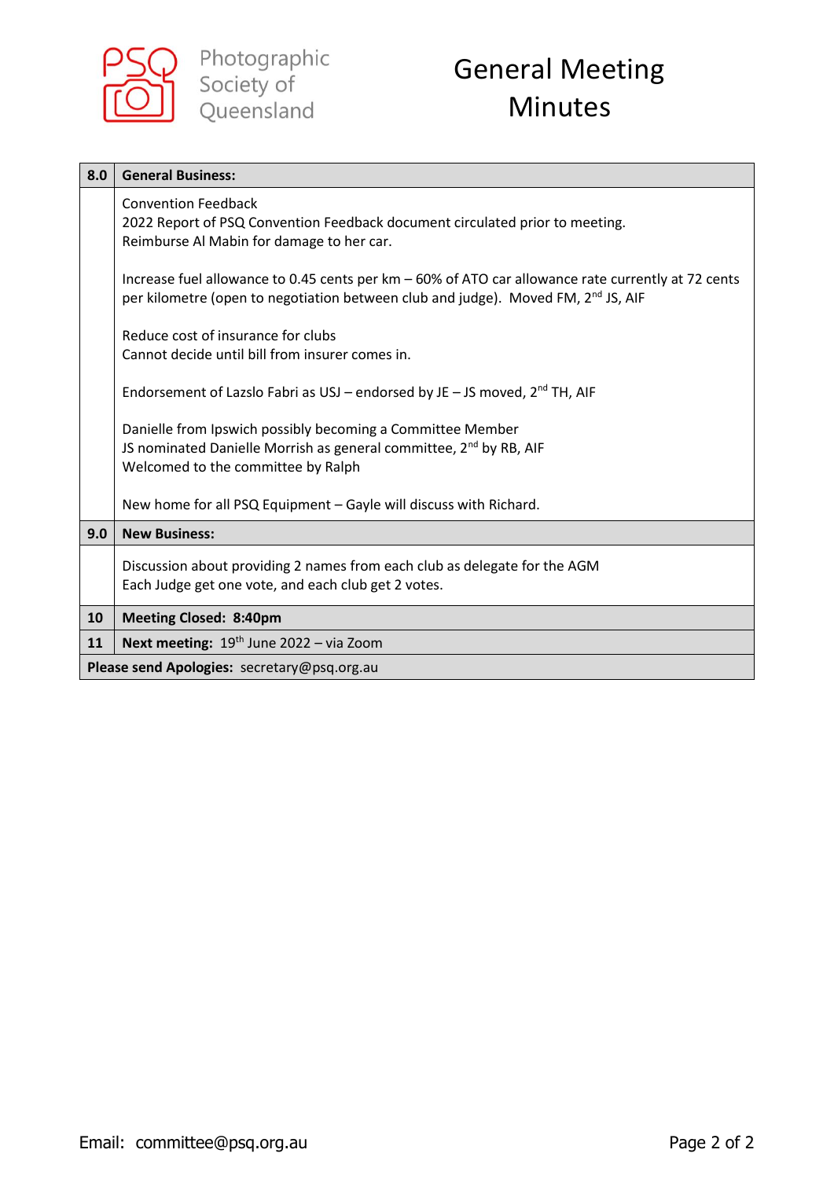| 8.0 | General Business: |
| --- | --- |
| | Convention Feedback<br>2022 Report of PSQ Convention Feedback document circulated prior to meeting.<br>Reimburse Al Mabin for damage to her car.<br><br>Increase fuel allowance to 0.45 cents per km – 60% of ATO car allowance rate currently at 72 cents per kilometre (open to negotiation between club and judge). Moved FM, 2nd JS, AIF<br><br>Reduce cost of insurance for clubs<br>Cannot decide until bill from insurer comes in.<br><br>Endorsement of Lazslo Fabri as USJ – endorsed by JE – JS moved, 2nd TH, AIF<br><br>Danielle from Ipswich possibly becoming a Committee Member<br>JS nominated Danielle Morrish as general committee, 2nd by RB, AIF<br>Welcomed to the committee by Ralph<br><br>New home for all PSQ Equipment – Gayle will discuss with Richard. |
| **9.0** | **New Business:** |
| | Discussion about providing 2 names from each club as delegate for the AGM<br>Each Judge get one vote, and each club get 2 votes. |
| **10** | **Meeting Closed: 8:40pm** |
| **11** | **Next meeting:** 19th June 2022 – via Zoom |
| **Please send Apologies:** secretary@psq.org.au | |

Email: committee@psq.org.au